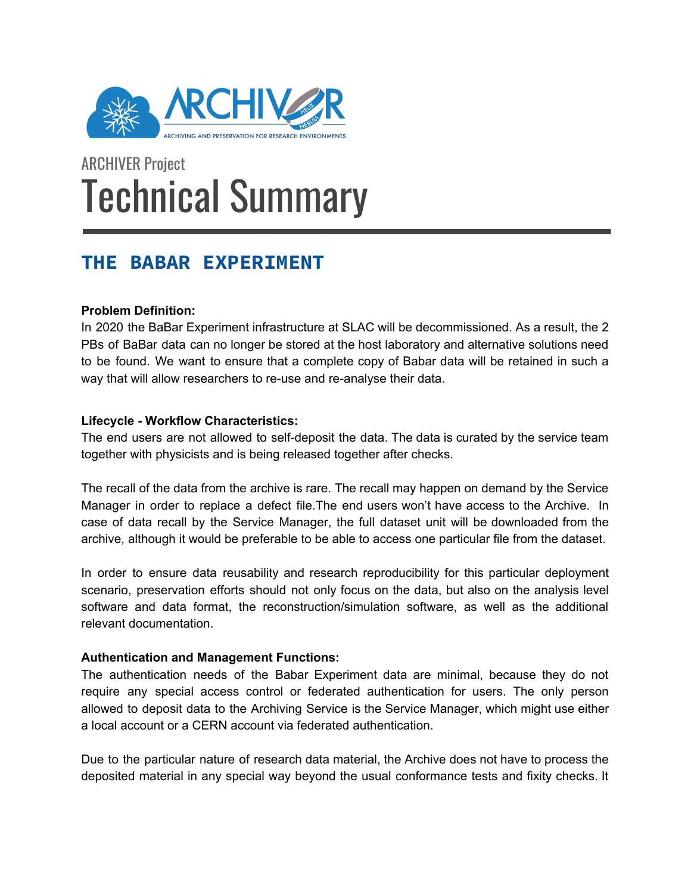ARCHIVER Project

# Technical Summary

## THE BABAR EXPERIMENT

**Problem Definition:**

In 2020 the BaBar Experiment infrastructure at SLAC will be decommissioned. As a result, the 2 PBs of BaBar data can no longer be stored at the host laboratory and alternative solutions need to be found. We want to ensure that a complete copy of Babar data will be retained in such a way that will allow researchers to re-use and re-analyse their data.

**Lifecycle - Workflow Characteristics:**

The end users are not allowed to self-deposit the data. The data is curated by the service team together with physicists and is being released together after checks.

The recall of the data from the archive is rare. The recall may happen on demand by the Service Manager in order to replace a defect file.The end users won't have access to the Archive. In case of data recall by the Service Manager, the full dataset unit will be downloaded from the archive, although it would be preferable to be able to access one particular file from the dataset.

In order to ensure data reusability and research reproducibility for this particular deployment scenario, preservation efforts should not only focus on the data, but also on the analysis level software and data format, the reconstruction/simulation software, as well as the additional relevant documentation.

**Authentication and Management Functions:**

The authentication needs of the Babar Experiment data are minimal, because they do not require any special access control or federated authentication for users. The only person allowed to deposit data to the Archiving Service is the Service Manager, which might use either a local account or a CERN account via federated authentication.

Due to the particular nature of research data material, the Archive does not have to process the deposited material in any special way beyond the usual conformance tests and fixity checks. It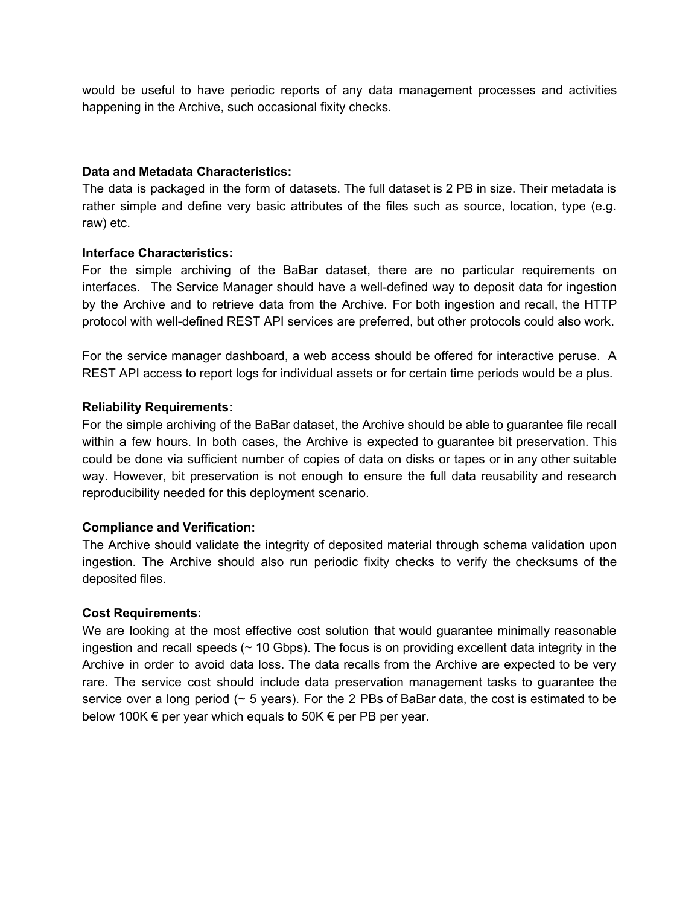would be useful to have periodic reports of any data management processes and activities happening in the Archive, such occasional fixity checks.

**Data and Metadata Characteristics:**

The data is packaged in the form of datasets. The full dataset is 2 PB in size. Their metadata is rather simple and define very basic attributes of the files such as source, location, type (e.g. raw) etc.

**Interface Characteristics:**

For the simple archiving of the BaBar dataset, there are no particular requirements on interfaces. The Service Manager should have a well-defined way to deposit data for ingestion by the Archive and to retrieve data from the Archive. For both ingestion and recall, the HTTP protocol with well-defined REST API services are preferred, but other protocols could also work.

For the service manager dashboard, a web access should be offered for interactive peruse. A REST API access to report logs for individual assets or for certain time periods would be a plus.

**Reliability Requirements:**

For the simple archiving of the BaBar dataset, the Archive should be able to guarantee file recall within a few hours. In both cases, the Archive is expected to guarantee bit preservation. This could be done via sufficient number of copies of data on disks or tapes or in any other suitable way. However, bit preservation is not enough to ensure the full data reusability and research reproducibility needed for this deployment scenario.

**Compliance and Verification:**

The Archive should validate the integrity of deposited material through schema validation upon ingestion. The Archive should also run periodic fixity checks to verify the checksums of the deposited files.

**Cost Requirements:**

We are looking at the most effective cost solution that would guarantee minimally reasonable ingestion and recall speeds (~ 10 Gbps). The focus is on providing excellent data integrity in the Archive in order to avoid data loss. The data recalls from the Archive are expected to be very rare. The service cost should include data preservation management tasks to guarantee the service over a long period (~ 5 years). For the 2 PBs of BaBar data, the cost is estimated to be below 100K € per year which equals to 50K € per PB per year.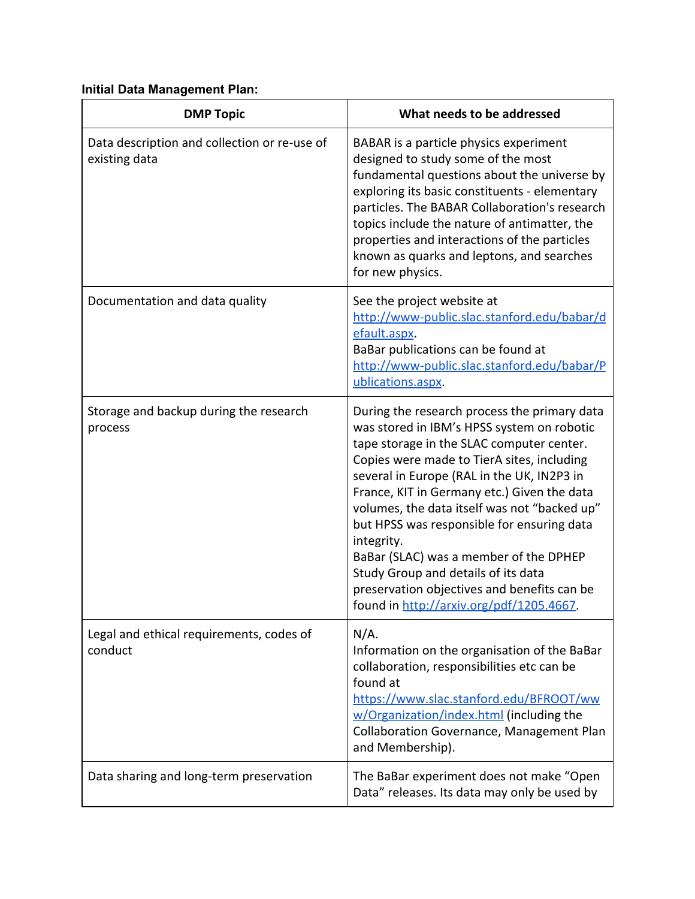**Initial Data Management Plan:**

| DMP Topic | What needs to be addressed |
|---|---|
| Data description and collection or re-use of existing data | BABAR is a particle physics experiment designed to study some of the most fundamental questions about the universe by exploring its basic constituents - elementary particles. The BABAR Collaboration's research topics include the nature of antimatter, the properties and interactions of the particles known as quarks and leptons, and searches for new physics. |
| Documentation and data quality | See the project website at [http://www-public.slac.stanford.edu/babar/default.aspx](http://www-public.slac.stanford.edu/babar/default.aspx). BaBar publications can be found at [http://www-public.slac.stanford.edu/babar/Publications.aspx](http://www-public.slac.stanford.edu/babar/Publications.aspx). |
| Storage and backup during the research process | During the research process the primary data was stored in IBM's HPSS system on robotic tape storage in the SLAC computer center. Copies were made to TierA sites, including several in Europe (RAL in the UK, IN2P3 in France, KIT in Germany etc.) Given the data volumes, the data itself was not "backed up" but HPSS was responsible for ensuring data integrity. BaBar (SLAC) was a member of the DPHEP Study Group and details of its data preservation objectives and benefits can be found in [http://arxiv.org/pdf/1205.4667](http://arxiv.org/pdf/1205.4667). |
| Legal and ethical requirements, codes of conduct | N/A. Information on the organisation of the BaBar collaboration, responsibilities etc can be found at [https://www.slac.stanford.edu/BFROOT/www/Organization/index.html](https://www.slac.stanford.edu/BFROOT/www/Organization/index.html) (including the Collaboration Governance, Management Plan and Membership). |
| Data sharing and long-term preservation | The BaBar experiment does not make "Open Data" releases. Its data may only be used by |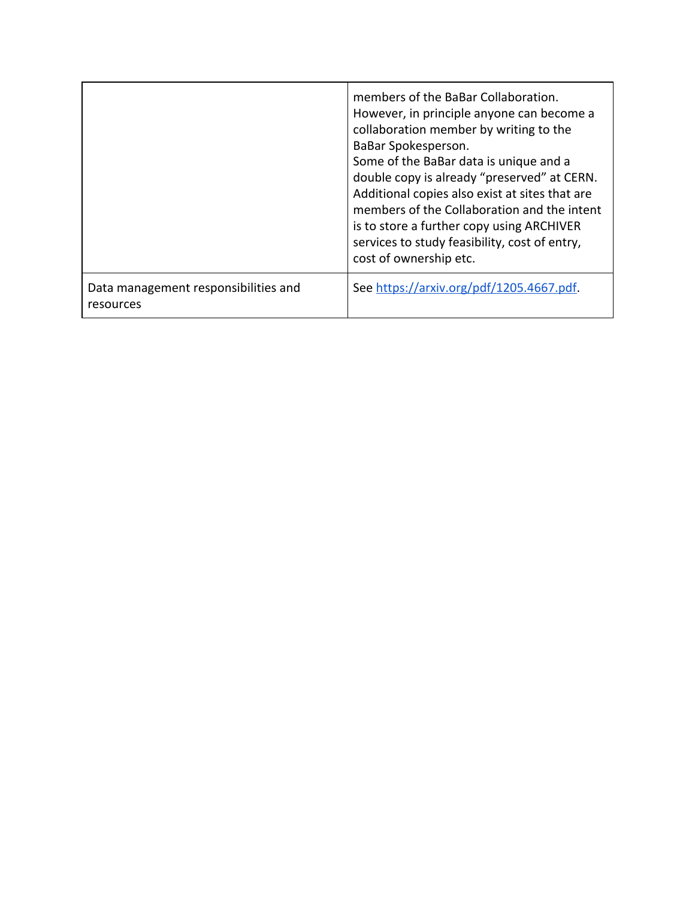| | |
|---|---|
| | members of the BaBar Collaboration. However, in principle anyone can become a collaboration member by writing to the BaBar Spokesperson. Some of the BaBar data is unique and a double copy is already "preserved" at CERN. Additional copies also exist at sites that are members of the Collaboration and the intent is to store a further copy using ARCHIVER services to study feasibility, cost of entry, cost of ownership etc. |
| Data management responsibilities and resources | See https://arxiv.org/pdf/1205.4667.pdf. |